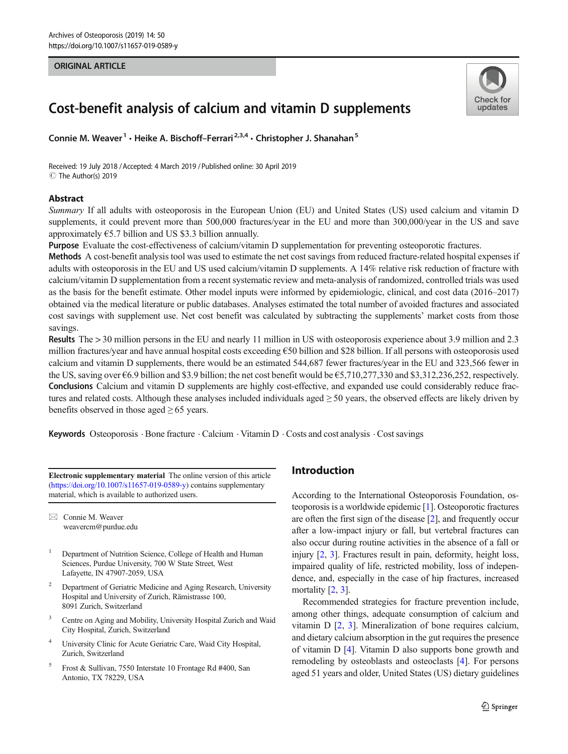ORIGINAL ARTICLE

# Cost-benefit analysis of calcium and vitamin D supplements

Connie M. Weaver[1] · Heike A. Bischoff–Ferrari[2,3,4] · Christopher J. Shanahan[5]

Received: 19 July 2018 / Accepted: 4 March 2019 / Published online: 30 April 2019
© The Author(s) 2019

## Abstract

*Summary* If all adults with osteoporosis in the European Union (EU) and United States (US) used calcium and vitamin D supplements, it could prevent more than 500,000 fractures/year in the EU and more than 300,000/year in the US and save approximately €5.7 billion and US $3.3 billion annually.

**Purpose** Evaluate the cost-effectiveness of calcium/vitamin D supplementation for preventing osteoporotic fractures.

**Methods** A cost-benefit analysis tool was used to estimate the net cost savings from reduced fracture-related hospital expenses if adults with osteoporosis in the EU and US used calcium/vitamin D supplements. A 14% relative risk reduction of fracture with calcium/vitamin D supplementation from a recent systematic review and meta-analysis of randomized, controlled trials was used as the basis for the benefit estimate. Other model inputs were informed by epidemiologic, clinical, and cost data (2016–2017) obtained via the medical literature or public databases. Analyses estimated the total number of avoided fractures and associated cost savings with supplement use. Net cost benefit was calculated by subtracting the supplements' market costs from those savings.

**Results** The > 30 million persons in the EU and nearly 11 million in US with osteoporosis experience about 3.9 million and 2.3 million fractures/year and have annual hospital costs exceeding €50 billion and $28 billion. If all persons with osteoporosis used calcium and vitamin D supplements, there would be an estimated 544,687 fewer fractures/year in the EU and 323,566 fewer in the US, saving over €6.9 billion and $3.9 billion; the net cost benefit would be €5,710,277,330 and $3,312,236,252, respectively.

**Conclusions** Calcium and vitamin D supplements are highly cost-effective, and expanded use could considerably reduce fractures and related costs. Although these analyses included individuals aged ≥ 50 years, the observed effects are likely driven by benefits observed in those aged ≥ 65 years.

**Keywords** Osteoporosis · Bone fracture · Calcium · Vitamin D · Costs and cost analysis · Cost savings

**Electronic supplementary material** The online version of this article (https://doi.org/10.1007/s11657-019-0589-y) contains supplementary material, which is available to authorized users.

✉ Connie M. Weaver
weavercm@purdue.edu

1 Department of Nutrition Science, College of Health and Human Sciences, Purdue University, 700 W State Street, West Lafayette, IN 47907-2059, USA

2 Department of Geriatric Medicine and Aging Research, University Hospital and University of Zurich, Rämistrasse 100, 8091 Zurich, Switzerland

3 Centre on Aging and Mobility, University Hospital Zurich and Waid City Hospital, Zurich, Switzerland

4 University Clinic for Acute Geriatric Care, Waid City Hospital, Zurich, Switzerland

5 Frost & Sullivan, 7550 Interstate 10 Frontage Rd #400, San Antonio, TX 78229, USA

## Introduction

According to the International Osteoporosis Foundation, osteoporosis is a worldwide epidemic [1]. Osteoporotic fractures are often the first sign of the disease [2], and frequently occur after a low-impact injury or fall, but vertebral fractures can also occur during routine activities in the absence of a fall or injury [2, 3]. Fractures result in pain, deformity, height loss, impaired quality of life, restricted mobility, loss of independence, and, especially in the case of hip fractures, increased mortality [2, 3].

Recommended strategies for fracture prevention include, among other things, adequate consumption of calcium and vitamin D [2, 3]. Mineralization of bone requires calcium, and dietary calcium absorption in the gut requires the presence of vitamin D [4]. Vitamin D also supports bone growth and remodeling by osteoblasts and osteoclasts [4]. For persons aged 51 years and older, United States (US) dietary guidelines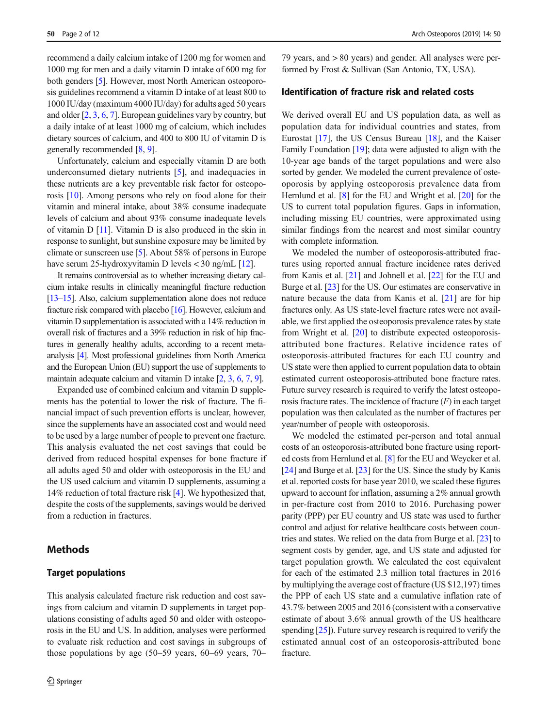recommend a daily calcium intake of 1200 mg for women and 1000 mg for men and a daily vitamin D intake of 600 mg for both genders [5]. However, most North American osteoporosis guidelines recommend a vitamin D intake of at least 800 to 1000 IU/day (maximum 4000 IU/day) for adults aged 50 years and older [2, 3, 6, 7]. European guidelines vary by country, but a daily intake of at least 1000 mg of calcium, which includes dietary sources of calcium, and 400 to 800 IU of vitamin D is generally recommended [8, 9].

Unfortunately, calcium and especially vitamin D are both underconsumed dietary nutrients [5], and inadequacies in these nutrients are a key preventable risk factor for osteoporosis [10]. Among persons who rely on food alone for their vitamin and mineral intake, about 38% consume inadequate levels of calcium and about 93% consume inadequate levels of vitamin D [11]. Vitamin D is also produced in the skin in response to sunlight, but sunshine exposure may be limited by climate or sunscreen use [5]. About 58% of persons in Europe have serum 25-hydroxyvitamin D levels < 30 ng/mL [12].

It remains controversial as to whether increasing dietary calcium intake results in clinically meaningful fracture reduction [13–15]. Also, calcium supplementation alone does not reduce fracture risk compared with placebo [16]. However, calcium and vitamin D supplementation is associated with a 14% reduction in overall risk of fractures and a 39% reduction in risk of hip fractures in generally healthy adults, according to a recent meta-analysis [4]. Most professional guidelines from North America and the European Union (EU) support the use of supplements to maintain adequate calcium and vitamin D intake [2, 3, 6, 7, 9].

Expanded use of combined calcium and vitamin D supplements has the potential to lower the risk of fracture. The financial impact of such prevention efforts is unclear, however, since the supplements have an associated cost and would need to be used by a large number of people to prevent one fracture. This analysis evaluated the net cost savings that could be derived from reduced hospital expenses for bone fracture if all adults aged 50 and older with osteoporosis in the EU and the US used calcium and vitamin D supplements, assuming a 14% reduction of total fracture risk [4]. We hypothesized that, despite the costs of the supplements, savings would be derived from a reduction in fractures.

## Methods

### Target populations

This analysis calculated fracture risk reduction and cost savings from calcium and vitamin D supplements in target populations consisting of adults aged 50 and older with osteoporosis in the EU and US. In addition, analyses were performed to evaluate risk reduction and cost savings in subgroups of those populations by age (50–59 years, 60–69 years, 70–79 years, and > 80 years) and gender. All analyses were performed by Frost & Sullivan (San Antonio, TX, USA).

### Identification of fracture risk and related costs

We derived overall EU and US population data, as well as population data for individual countries and states, from Eurostat [17], the US Census Bureau [18], and the Kaiser Family Foundation [19]; data were adjusted to align with the 10-year age bands of the target populations and were also sorted by gender. We modeled the current prevalence of osteoporosis by applying osteoporosis prevalence data from Hernlund et al. [8] for the EU and Wright et al. [20] for the US to current total population figures. Gaps in information, including missing EU countries, were approximated using similar findings from the nearest and most similar country with complete information.

We modeled the number of osteoporosis-attributed fractures using reported annual fracture incidence rates derived from Kanis et al. [21] and Johnell et al. [22] for the EU and Burge et al. [23] for the US. Our estimates are conservative in nature because the data from Kanis et al. [21] are for hip fractures only. As US state-level fracture rates were not available, we first applied the osteoporosis prevalence rates by state from Wright et al. [20] to distribute expected osteoporosis-attributed bone fractures. Relative incidence rates of osteoporosis-attributed fractures for each EU country and US state were then applied to current population data to obtain estimated current osteoporosis-attributed bone fracture rates. Future survey research is required to verify the latest osteoporosis fracture rates. The incidence of fracture ($F$) in each target population was then calculated as the number of fractures per year/number of people with osteoporosis.

We modeled the estimated per-person and total annual costs of an osteoporosis-attributed bone fracture using reported costs from Hernlund et al. [8] for the EU and Weycker et al. [24] and Burge et al. [23] for the US. Since the study by Kanis et al. reported costs for base year 2010, we scaled these figures upward to account for inflation, assuming a 2% annual growth in per-fracture cost from 2010 to 2016. Purchasing power parity (PPP) per EU country and US state was used to further control and adjust for relative healthcare costs between countries and states. We relied on the data from Burge et al. [23] to segment costs by gender, age, and US state and adjusted for target population growth. We calculated the cost equivalent for each of the estimated 2.3 million total fractures in 2016 by multiplying the average cost of fracture (US $12,197) times the PPP of each US state and a cumulative inflation rate of 43.7% between 2005 and 2016 (consistent with a conservative estimate of about 3.6% annual growth of the US healthcare spending [25]). Future survey research is required to verify the estimated annual cost of an osteoporosis-attributed bone fracture.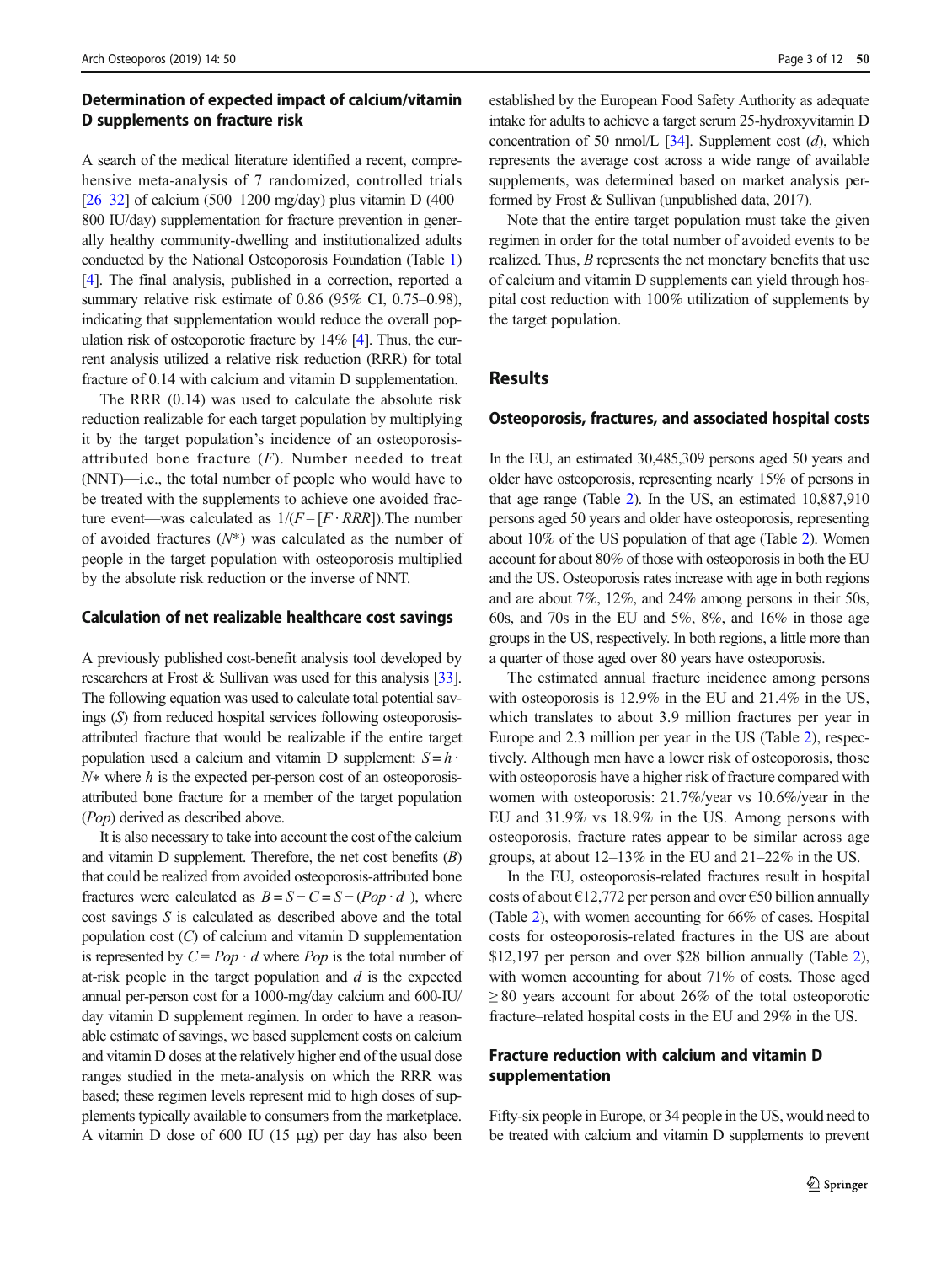### Determination of expected impact of calcium/vitamin D supplements on fracture risk

A search of the medical literature identified a recent, comprehensive meta-analysis of 7 randomized, controlled trials [26–32] of calcium (500–1200 mg/day) plus vitamin D (400–800 IU/day) supplementation for fracture prevention in generally healthy community-dwelling and institutionalized adults conducted by the National Osteoporosis Foundation (Table 1) [4]. The final analysis, published in a correction, reported a summary relative risk estimate of 0.86 (95% CI, 0.75–0.98), indicating that supplementation would reduce the overall population risk of osteoporotic fracture by 14% [4]. Thus, the current analysis utilized a relative risk reduction (RRR) for total fracture of 0.14 with calcium and vitamin D supplementation.

The RRR (0.14) was used to calculate the absolute risk reduction realizable for each target population by multiplying it by the target population's incidence of an osteoporosis-attributed bone fracture ($F$). Number needed to treat (NNT)—i.e., the total number of people who would have to be treated with the supplements to achieve one avoided fracture event—was calculated as $1/(F-[F \cdot RRR])$.The number of avoided fractures ($N^*$) was calculated as the number of people in the target population with osteoporosis multiplied by the absolute risk reduction or the inverse of NNT.

### Calculation of net realizable healthcare cost savings

A previously published cost-benefit analysis tool developed by researchers at Frost & Sullivan was used for this analysis [33]. The following equation was used to calculate total potential savings ($S$) from reduced hospital services following osteoporosis-attributed fracture that would be realizable if the entire target population used a calcium and vitamin D supplement: $S = h \cdot N*$ where $h$ is the expected per-person cost of an osteoporosis-attributed bone fracture for a member of the target population ($Pop$) derived as described above.

It is also necessary to take into account the cost of the calcium and vitamin D supplement. Therefore, the net cost benefits ($B$) that could be realized from avoided osteoporosis-attributed bone fractures were calculated as $B = S - C = S - (Pop \cdot d)$, where cost savings $S$ is calculated as described above and the total population cost ($C$) of calcium and vitamin D supplementation is represented by $C = Pop \cdot d$ where $Pop$ is the total number of at-risk people in the target population and $d$ is the expected annual per-person cost for a 1000-mg/day calcium and 600-IU/day vitamin D supplement regimen. In order to have a reasonable estimate of savings, we based supplement costs on calcium and vitamin D doses at the relatively higher end of the usual dose ranges studied in the meta-analysis on which the RRR was based; these regimen levels represent mid to high doses of supplements typically available to consumers from the marketplace. A vitamin D dose of 600 IU (15 μg) per day has also been established by the European Food Safety Authority as adequate intake for adults to achieve a target serum 25-hydroxyvitamin D concentration of 50 nmol/L [34]. Supplement cost ($d$), which represents the average cost across a wide range of available supplements, was determined based on market analysis performed by Frost & Sullivan (unpublished data, 2017).

Note that the entire target population must take the given regimen in order for the total number of avoided events to be realized. Thus, $B$ represents the net monetary benefits that use of calcium and vitamin D supplements can yield through hospital cost reduction with 100% utilization of supplements by the target population.

## Results

### Osteoporosis, fractures, and associated hospital costs

In the EU, an estimated 30,485,309 persons aged 50 years and older have osteoporosis, representing nearly 15% of persons in that age range (Table 2). In the US, an estimated 10,887,910 persons aged 50 years and older have osteoporosis, representing about 10% of the US population of that age (Table 2). Women account for about 80% of those with osteoporosis in both the EU and the US. Osteoporosis rates increase with age in both regions and are about 7%, 12%, and 24% among persons in their 50s, 60s, and 70s in the EU and 5%, 8%, and 16% in those age groups in the US, respectively. In both regions, a little more than a quarter of those aged over 80 years have osteoporosis.

The estimated annual fracture incidence among persons with osteoporosis is 12.9% in the EU and 21.4% in the US, which translates to about 3.9 million fractures per year in Europe and 2.3 million per year in the US (Table 2), respectively. Although men have a lower risk of osteoporosis, those with osteoporosis have a higher risk of fracture compared with women with osteoporosis: 21.7%/year vs 10.6%/year in the EU and 31.9% vs 18.9% in the US. Among persons with osteoporosis, fracture rates appear to be similar across age groups, at about 12–13% in the EU and 21–22% in the US.

In the EU, osteoporosis-related fractures result in hospital costs of about €12,772 per person and over €50 billion annually (Table 2), with women accounting for 66% of cases. Hospital costs for osteoporosis-related fractures in the US are about $12,197 per person and over $28 billion annually (Table 2), with women accounting for about 71% of costs. Those aged ≥ 80 years account for about 26% of the total osteoporotic fracture–related hospital costs in the EU and 29% in the US.

### Fracture reduction with calcium and vitamin D supplementation

Fifty-six people in Europe, or 34 people in the US, would need to be treated with calcium and vitamin D supplements to prevent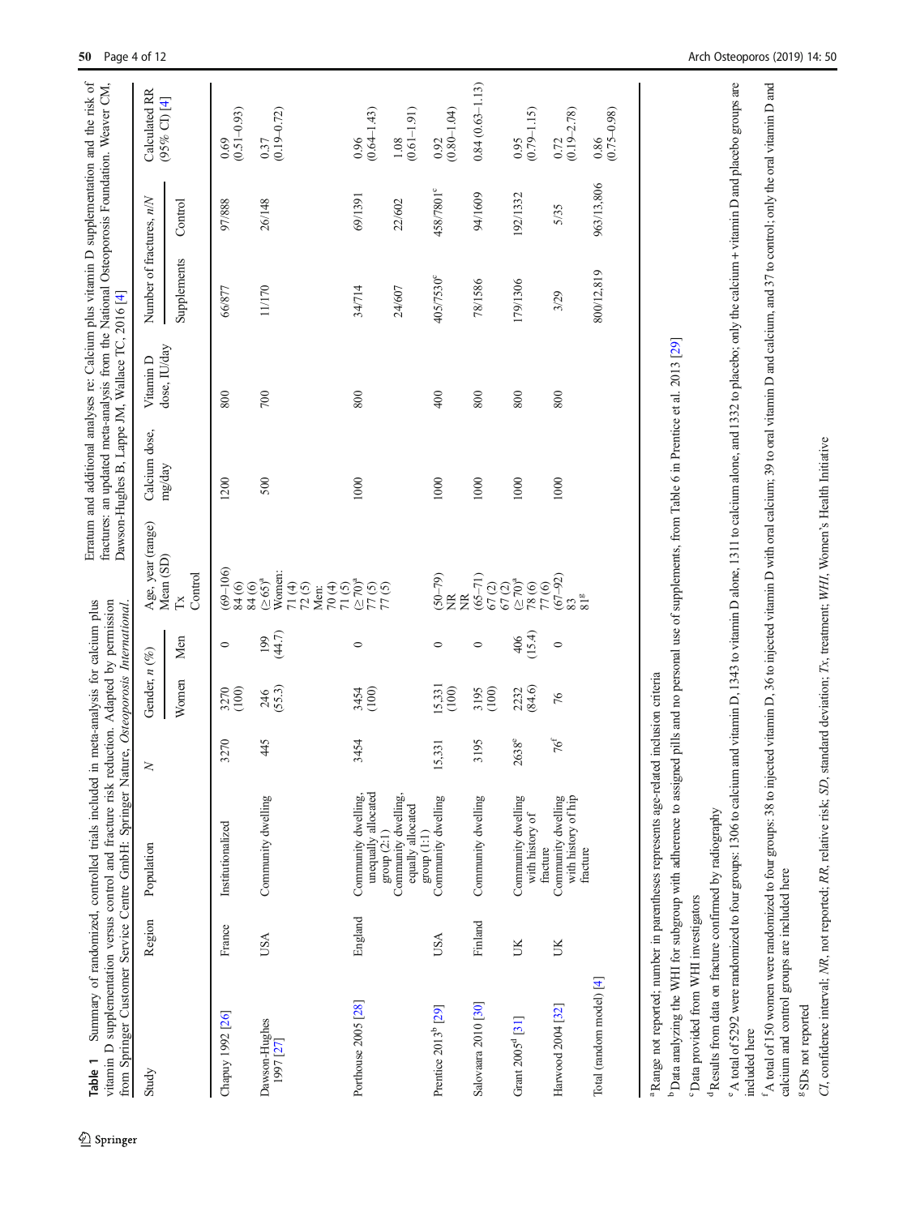**Table 1** Summary of randomized, controlled trials included in meta-analysis for calcium plus vitamin D supplementation versus control and fracture risk reduction. Adapted by permission from Springer Customer Service Centre GmbH: Springer Nature, *Osteoporosis International*. Erratum and additional analyses re: Calcium plus vitamin D supplementation and the risk of fractures: an updated meta-analysis from the National Osteoporosis Foundation. Weaver CM, Dawson-Hughes B, Lappe JM, Wallace TC, 2016 [4]

| Study | Region | Population | N | Gender, n (%) | | Age, year (range) Mean (SD) Tx Control | Calcium dose, mg/day | Vitamin D dose, IU/day | Number of fractures, n/N | | Calculated RR (95% CI) [4] |
|---|---|---|---|---|---|---|---|---|---|---|---|
| | | | | Women | Men | | | | Supplements | Control | |
| Chapuy 1992 [26] | France | Institutionalized | 3270 | 3270 (100) | 0 | (69–106) 84 (6) 84 (6) | 1200 | 800 | 66/877 | 97/888 | 0.69 (0.51–0.93) |
| Dawson-Hughes 1997 [27] | USA | Community dwelling | 445 | 246 (55.3) | 199 (44.7) | (≥65)[a] Women: 71 (4) 72 (5) Men: 70 (4) 71 (5) | 500 | 700 | 11/170 | 26/148 | 0.37 (0.19–0.72) |
| Porthouse 2005 [28] | England | Community dwelling, unequally allocated group (2:1) | 3454 | 3454 (100) | 0 | (≥70)[a] 77 (5) 77 (5) | 1000 | 800 | 34/714 | 69/1391 | 0.96 (0.64–1.43) |
| | | Community dwelling, equally allocated group (1:1) | | | | | | | 24/607 | 22/602 | 1.08 (0.61–1.91) |
| Prentice 2013[b] [29] | USA | Community dwelling | 15,331 | 15,331 (100) | 0 | (50–79) NR NR | 1000 | 400 | 405/7530[c] | 458/7801[c] | 0.92 (0.80–1.04) |
| Salovaara 2010 [30] | Finland | Community dwelling | 3195 | 3195 (100) | 0 | (65–71) 67 (2) 67 (2) | 1000 | 800 | 78/1586 | 94/1609 | 0.84 (0.63–1.13) |
| Grant 2005[d] [31] | UK | Community dwelling with history of fracture | 2638[e] | 2232 (84.6) | 406 (15.4) | (≥70)[a] 78 (6) 77 (6) | 1000 | 800 | 179/1306 | 192/1332 | 0.95 (0.79–1.15) |
| Harwood 2004 [32] | UK | Community dwelling with history of hip fracture | 76[f] | 76 | 0 | (67–92) 83 81[g] | 1000 | 800 | 3/29 | 5/35 | 0.72 (0.19–2.78) |
| Total (random model) [4] | | | | | | | | | 800/12,819 | 963/13,806 | 0.86 (0.75–0.98) |

[a] Range not reported; number in parentheses represents age-related inclusion criteria

[b] Data analyzing the WHI for subgroup with adherence to assigned pills and no personal use of supplements, from Table 6 in Prentice et al. 2013 [29]

[c] Data provided from WHI investigators

[d] Results from data on fracture confirmed by radiography

[e] A total of 5292 were randomized to four groups: 1306 to calcium and vitamin D, 1343 to vitamin D alone, 1311 to calcium alone, and 1332 to placebo; only the calcium + vitamin D and placebo groups are included here

[f] A total of 150 women were randomized to four groups: 38 to injected vitamin D, 36 to injected vitamin D with oral calcium; 39 to oral vitamin D and calcium, and 37 to control; only the oral vitamin D and calcium and control groups are included here

[g] SDs not reported

*CI*, confidence interval; *NR*, not reported; *RR*, relative risk; *SD*, standard deviation; *Tx*, treatment; *WHI*, Women's Health Initiative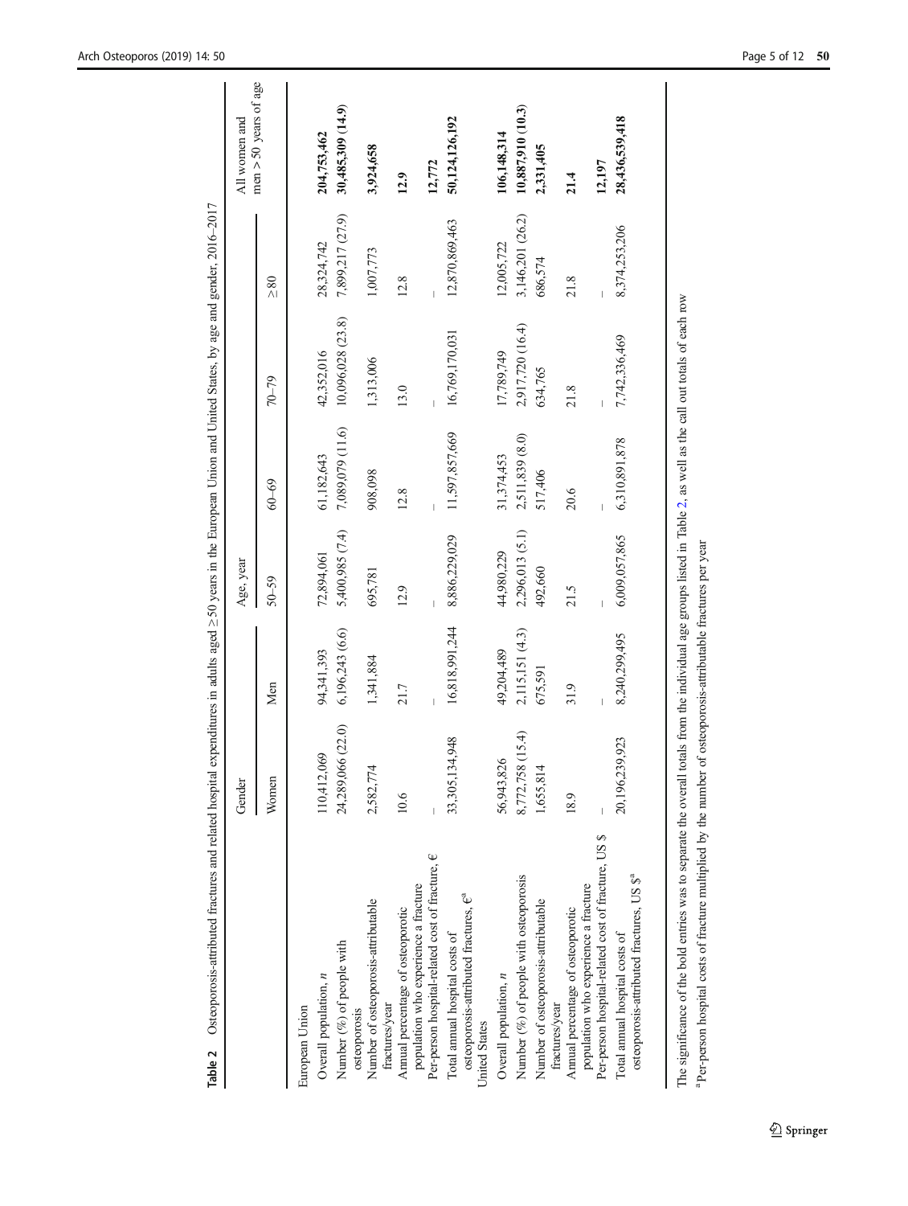**Table 2** Osteoporosis-attributed fractures and related hospital expenditures in adults aged ≥50 years in the European Union and United States, by age and gender, 2016–2017

| | Gender | | Age, year | | | | All women and men > 50 years of age |
|---|---|---|---|---|---|---|---|
| | Women | Men | 50–59 | 60–69 | 70–79 | ≥80 | |
| European Union | | | | | | | |
| Overall population, *n* | 110,412,069 | 94,341,393 | 72,894,061 | 61,182,643 | 42,352,016 | 28,324,742 | **204,753,462** |
| Number (%) of people with osteoporosis | 24,289,066 (22.0) | 6,196,243 (6.6) | 5,400,985 (7.4) | 7,089,079 (11.6) | 10,096,028 (23.8) | 7,899,217 (27.9) | **30,485,309 (14.9)** |
| Number of osteoporosis-attributable fractures/year | 2,582,774 | 1,341,884 | 695,781 | 908,098 | 1,313,006 | 1,007,773 | **3,924,658** |
| Annual percentage of osteoporotic population who experience a fracture | 10.6 | 21.7 | 12.9 | 12.8 | 13.0 | 12.8 | **12.9** |
| Per-person hospital-related cost of fracture, € | – | – | – | – | – | – | **12,772** |
| Total annual hospital costs of osteoporosis-attributed fractures, €[a] | 33,305,134,948 | 16,818,991,244 | 8,886,229,029 | 11,597,857,669 | 16,769,170,031 | 12,870,869,463 | **50,124,126,192** |
| United States | | | | | | | |
| Overall population, *n* | 56,943,826 | 49,204,489 | 44,980,229 | 31,374,453 | 17,789,749 | 12,005,722 | **106,148,314** |
| Number (%) of people with osteoporosis | 8,772,758 (15.4) | 2,115,151 (4.3) | 2,296,013 (5.1) | 2,511,839 (8.0) | 2,917,720 (16.4) | 3,146,201 (26.2) | **10,887,910 (10.3)** |
| Number of osteoporosis-attributable fractures/year | 1,655,814 | 675,591 | 492,660 | 517,406 | 634,765 | 686,574 | **2,331,405** |
| Annual percentage of osteoporotic population who experience a fracture | 18.9 | 31.9 | 21.5 | 20.6 | 21.8 | 21.8 | **21.4** |
| Per-person hospital-related cost of fracture, US $ | – | – | – | – | – | – | **12,197** |
| Total annual hospital costs of osteoporosis-attributed fractures, US $[a] | 20,196,239,923 | 8,240,299,495 | 6,009,057,865 | 6,310,891,878 | 7,742,336,469 | 8,374,253,206 | **28,436,539,418** |

The significance of the bold entries was to separate the overall totals from the individual age groups listed in Table 2, as well as the call out totals of each row

[a] Per-person hospital costs of fracture multiplied by the number of osteoporosis-attributable fractures per year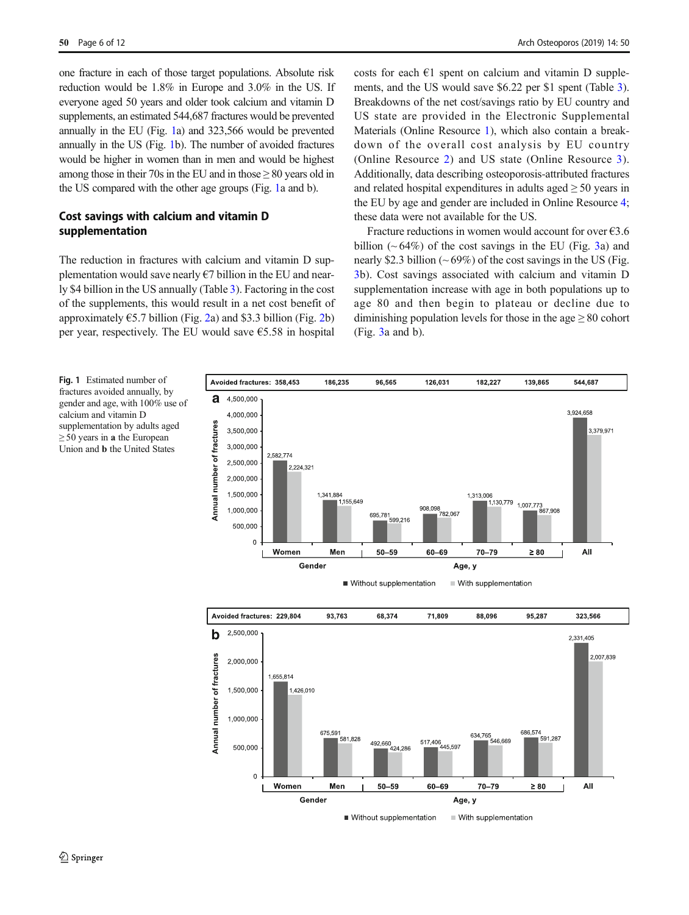one fracture in each of those target populations. Absolute risk reduction would be 1.8% in Europe and 3.0% in the US. If everyone aged 50 years and older took calcium and vitamin D supplements, an estimated 544,687 fractures would be prevented annually in the EU (Fig. 1a) and 323,566 would be prevented annually in the US (Fig. 1b). The number of avoided fractures would be higher in women than in men and would be highest among those in their 70s in the EU and in those ≥ 80 years old in the US compared with the other age groups (Fig. 1a and b).

## Cost savings with calcium and vitamin D supplementation

The reduction in fractures with calcium and vitamin D supplementation would save nearly €7 billion in the EU and nearly $4 billion in the US annually (Table 3). Factoring in the cost of the supplements, this would result in a net cost benefit of approximately €5.7 billion (Fig. 2a) and $3.3 billion (Fig. 2b) per year, respectively. The EU would save €5.58 in hospital costs for each €1 spent on calcium and vitamin D supplements, and the US would save $6.22 per $1 spent (Table 3). Breakdowns of the net cost/savings ratio by EU country and US state are provided in the Electronic Supplemental Materials (Online Resource 1), which also contain a breakdown of the overall cost analysis by EU country (Online Resource 2) and US state (Online Resource 3). Additionally, data describing osteoporosis-attributed fractures and related hospital expenditures in adults aged ≥ 50 years in the EU by age and gender are included in Online Resource 4; these data were not available for the US.

Fracture reductions in women would account for over €3.6 billion (~ 64%) of the cost savings in the EU (Fig. 3a) and nearly $2.3 billion (~ 69%) of the cost savings in the US (Fig. 3b). Cost savings associated with calcium and vitamin D supplementation increase with age in both populations up to age 80 and then begin to plateau or decline due to diminishing population levels for those in the age ≥ 80 cohort (Fig. 3a and b).

**Fig. 1** Estimated number of fractures avoided annually, by gender and age, with 100% use of calcium and vitamin D supplementation by adults aged ≥ 50 years in **a** the European Union and **b** the United States

**a**

| | Women | Men | 50–59 | 60–69 | 70–79 | ≥ 80 | All |
|---|---|---|---|---|---|---|---|
| Avoided fractures | 358,453 | 186,235 | 96,565 | 126,031 | 182,227 | 139,865 | 544,687 |
| Without supplementation | 2,582,774 | 1,341,884 | 695,781 | 908,098 | 1,313,006 | 1,007,773 | 3,924,658 |
| With supplementation | 2,224,321 | 1,155,649 | 599,216 | 782,067 | 1,130,779 | 867,908 | 3,379,971 |

**b**

| | Women | Men | 50–59 | 60–69 | 70–79 | ≥ 80 | All |
|---|---|---|---|---|---|---|---|
| Avoided fractures | 229,804 | 93,763 | 68,374 | 71,809 | 88,096 | 95,287 | 323,566 |
| Without supplementation | 1,655,814 | 675,591 | 492,660 | 517,406 | 634,765 | 686,574 | 2,331,405 |
| With supplementation | 1,426,010 | 581,828 | 424,286 | 445,597 | 546,669 | 591,287 | 2,007,839 |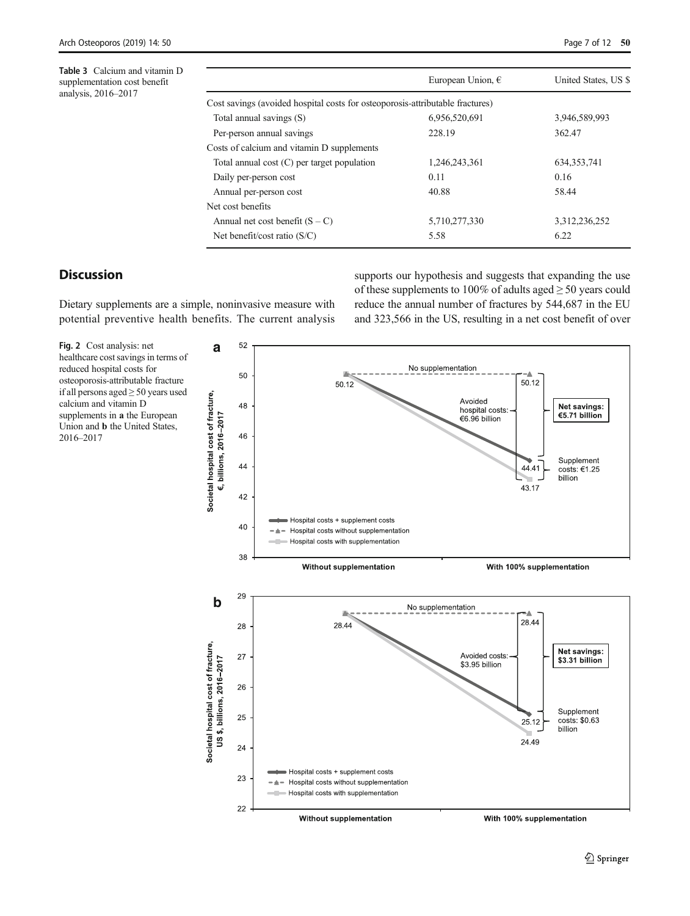**Table 3** Calcium and vitamin D supplementation cost benefit analysis, 2016–2017

| | European Union, € | United States, US $ |
|---|---|---|
| Cost savings (avoided hospital costs for osteoporosis-attributable fractures) | | |
| Total annual savings (S) | 6,956,520,691 | 3,946,589,993 |
| Per-person annual savings | 228.19 | 362.47 |
| Costs of calcium and vitamin D supplements | | |
| Total annual cost (C) per target population | 1,246,243,361 | 634,353,741 |
| Daily per-person cost | 0.11 | 0.16 |
| Annual per-person cost | 40.88 | 58.44 |
| Net cost benefits | | |
| Annual net cost benefit (S – C) | 5,710,277,330 | 3,312,236,252 |
| Net benefit/cost ratio (S/C) | 5.58 | 6.22 |

## Discussion

Dietary supplements are a simple, noninvasive measure with potential preventive health benefits. The current analysis supports our hypothesis and suggests that expanding the use of these supplements to 100% of adults aged ≥ 50 years could reduce the annual number of fractures by 544,687 in the EU and 323,566 in the US, resulting in a net cost benefit of over

**Fig. 2** Cost analysis: net healthcare cost savings in terms of reduced hospital costs for osteoporosis-attributable fracture if all persons aged ≥ 50 years used calcium and vitamin D supplements in **a** the European Union and **b** the United States, 2016–2017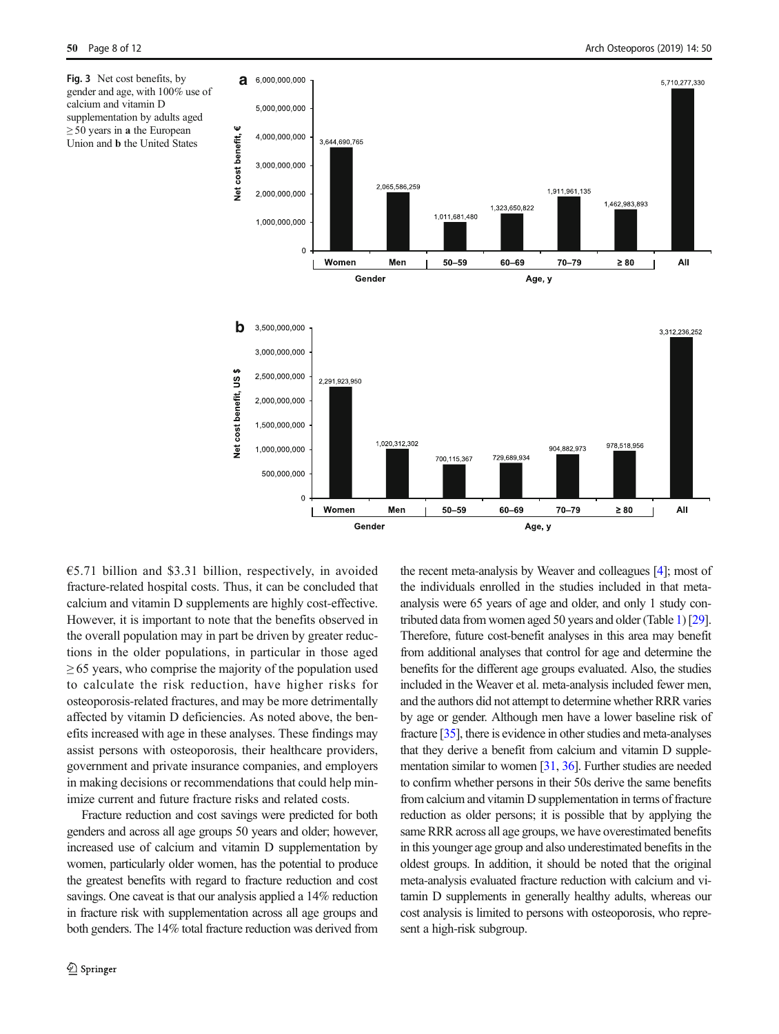**Fig. 3** Net cost benefits, by gender and age, with 100% use of calcium and vitamin D supplementation by adults aged ≥ 50 years in **a** the European Union and **b** the United States

€5.71 billion and $3.31 billion, respectively, in avoided fracture-related hospital costs. Thus, it can be concluded that calcium and vitamin D supplements are highly cost-effective. However, it is important to note that the benefits observed in the overall population may in part be driven by greater reductions in the older populations, in particular in those aged ≥ 65 years, who comprise the majority of the population used to calculate the risk reduction, have higher risks for osteoporosis-related fractures, and may be more detrimentally affected by vitamin D deficiencies. As noted above, the benefits increased with age in these analyses. These findings may assist persons with osteoporosis, their healthcare providers, government and private insurance companies, and employers in making decisions or recommendations that could help minimize current and future fracture risks and related costs.

Fracture reduction and cost savings were predicted for both genders and across all age groups 50 years and older; however, increased use of calcium and vitamin D supplementation by women, particularly older women, has the potential to produce the greatest benefits with regard to fracture reduction and cost savings. One caveat is that our analysis applied a 14% reduction in fracture risk with supplementation across all age groups and both genders. The 14% total fracture reduction was derived from the recent meta-analysis by Weaver and colleagues [4]; most of the individuals enrolled in the studies included in that meta-analysis were 65 years of age and older, and only 1 study contributed data from women aged 50 years and older (Table 1) [29]. Therefore, future cost-benefit analyses in this area may benefit from additional analyses that control for age and determine the benefits for the different age groups evaluated. Also, the studies included in the Weaver et al. meta-analysis included fewer men, and the authors did not attempt to determine whether RRR varies by age or gender. Although men have a lower baseline risk of fracture [35], there is evidence in other studies and meta-analyses that they derive a benefit from calcium and vitamin D supplementation similar to women [31, 36]. Further studies are needed to confirm whether persons in their 50s derive the same benefits from calcium and vitamin D supplementation in terms of fracture reduction as older persons; it is possible that by applying the same RRR across all age groups, we have overestimated benefits in this younger age group and also underestimated benefits in the oldest groups. In addition, it should be noted that the original meta-analysis evaluated fracture reduction with calcium and vitamin D supplements in generally healthy adults, whereas our cost analysis is limited to persons with osteoporosis, who represent a high-risk subgroup.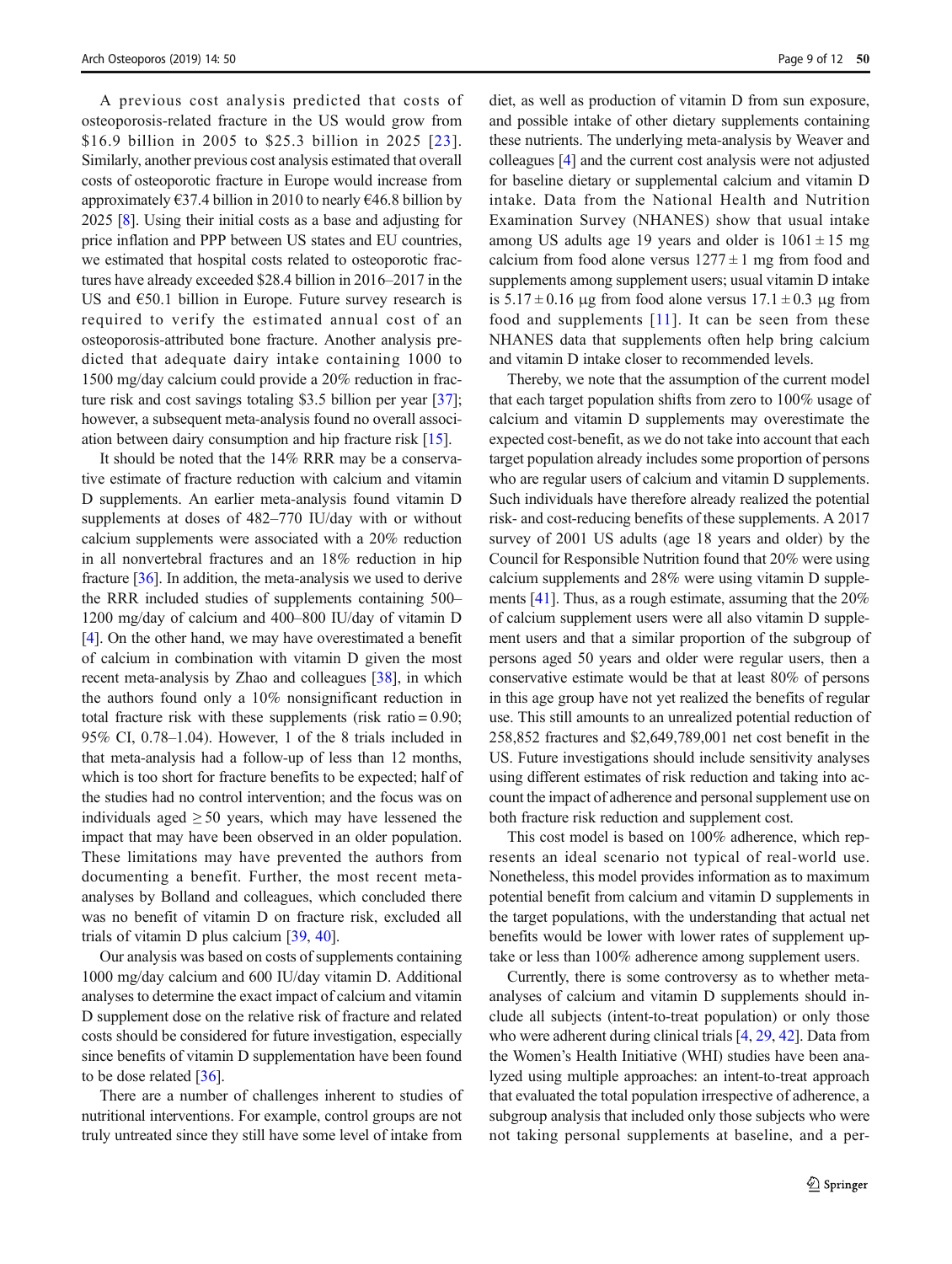A previous cost analysis predicted that costs of osteoporosis-related fracture in the US would grow from \$16.9 billion in 2005 to \$25.3 billion in 2025 [23]. Similarly, another previous cost analysis estimated that overall costs of osteoporotic fracture in Europe would increase from approximately €37.4 billion in 2010 to nearly €46.8 billion by 2025 [8]. Using their initial costs as a base and adjusting for price inflation and PPP between US states and EU countries, we estimated that hospital costs related to osteoporotic fractures have already exceeded \$28.4 billion in 2016–2017 in the US and €50.1 billion in Europe. Future survey research is required to verify the estimated annual cost of an osteoporosis-attributed bone fracture. Another analysis predicted that adequate dairy intake containing 1000 to 1500 mg/day calcium could provide a 20% reduction in fracture risk and cost savings totaling \$3.5 billion per year [37]; however, a subsequent meta-analysis found no overall association between dairy consumption and hip fracture risk [15].

It should be noted that the 14% RRR may be a conservative estimate of fracture reduction with calcium and vitamin D supplements. An earlier meta-analysis found vitamin D supplements at doses of 482–770 IU/day with or without calcium supplements were associated with a 20% reduction in all nonvertebral fractures and an 18% reduction in hip fracture [36]. In addition, the meta-analysis we used to derive the RRR included studies of supplements containing 500–1200 mg/day of calcium and 400–800 IU/day of vitamin D [4]. On the other hand, we may have overestimated a benefit of calcium in combination with vitamin D given the most recent meta-analysis by Zhao and colleagues [38], in which the authors found only a 10% nonsignificant reduction in total fracture risk with these supplements (risk ratio = 0.90; 95% CI, 0.78–1.04). However, 1 of the 8 trials included in that meta-analysis had a follow-up of less than 12 months, which is too short for fracture benefits to be expected; half of the studies had no control intervention; and the focus was on individuals aged $\geq 50$ years, which may have lessened the impact that may have been observed in an older population. These limitations may have prevented the authors from documenting a benefit. Further, the most recent meta-analyses by Bolland and colleagues, which concluded there was no benefit of vitamin D on fracture risk, excluded all trials of vitamin D plus calcium [39, 40].

Our analysis was based on costs of supplements containing 1000 mg/day calcium and 600 IU/day vitamin D. Additional analyses to determine the exact impact of calcium and vitamin D supplement dose on the relative risk of fracture and related costs should be considered for future investigation, especially since benefits of vitamin D supplementation have been found to be dose related [36].

There are a number of challenges inherent to studies of nutritional interventions. For example, control groups are not truly untreated since they still have some level of intake from diet, as well as production of vitamin D from sun exposure, and possible intake of other dietary supplements containing these nutrients. The underlying meta-analysis by Weaver and colleagues [4] and the current cost analysis were not adjusted for baseline dietary or supplemental calcium and vitamin D intake. Data from the National Health and Nutrition Examination Survey (NHANES) show that usual intake among US adults age 19 years and older is $1061 \pm 15$ mg calcium from food alone versus $1277 \pm 1$ mg from food and supplements among supplement users; usual vitamin D intake is $5.17 \pm 0.16$ μg from food alone versus $17.1 \pm 0.3$ μg from food and supplements [11]. It can be seen from these NHANES data that supplements often help bring calcium and vitamin D intake closer to recommended levels.

Thereby, we note that the assumption of the current model that each target population shifts from zero to 100% usage of calcium and vitamin D supplements may overestimate the expected cost-benefit, as we do not take into account that each target population already includes some proportion of persons who are regular users of calcium and vitamin D supplements. Such individuals have therefore already realized the potential risk- and cost-reducing benefits of these supplements. A 2017 survey of 2001 US adults (age 18 years and older) by the Council for Responsible Nutrition found that 20% were using calcium supplements and 28% were using vitamin D supplements [41]. Thus, as a rough estimate, assuming that the 20% of calcium supplement users were all also vitamin D supplement users and that a similar proportion of the subgroup of persons aged 50 years and older were regular users, then a conservative estimate would be that at least 80% of persons in this age group have not yet realized the benefits of regular use. This still amounts to an unrealized potential reduction of 258,852 fractures and \$2,649,789,001 net cost benefit in the US. Future investigations should include sensitivity analyses using different estimates of risk reduction and taking into account the impact of adherence and personal supplement use on both fracture risk reduction and supplement cost.

This cost model is based on 100% adherence, which represents an ideal scenario not typical of real-world use. Nonetheless, this model provides information as to maximum potential benefit from calcium and vitamin D supplements in the target populations, with the understanding that actual net benefits would be lower with lower rates of supplement uptake or less than 100% adherence among supplement users.

Currently, there is some controversy as to whether meta-analyses of calcium and vitamin D supplements should include all subjects (intent-to-treat population) or only those who were adherent during clinical trials [4, 29, 42]. Data from the Women's Health Initiative (WHI) studies have been analyzed using multiple approaches: an intent-to-treat approach that evaluated the total population irrespective of adherence, a subgroup analysis that included only those subjects who were not taking personal supplements at baseline, and a per-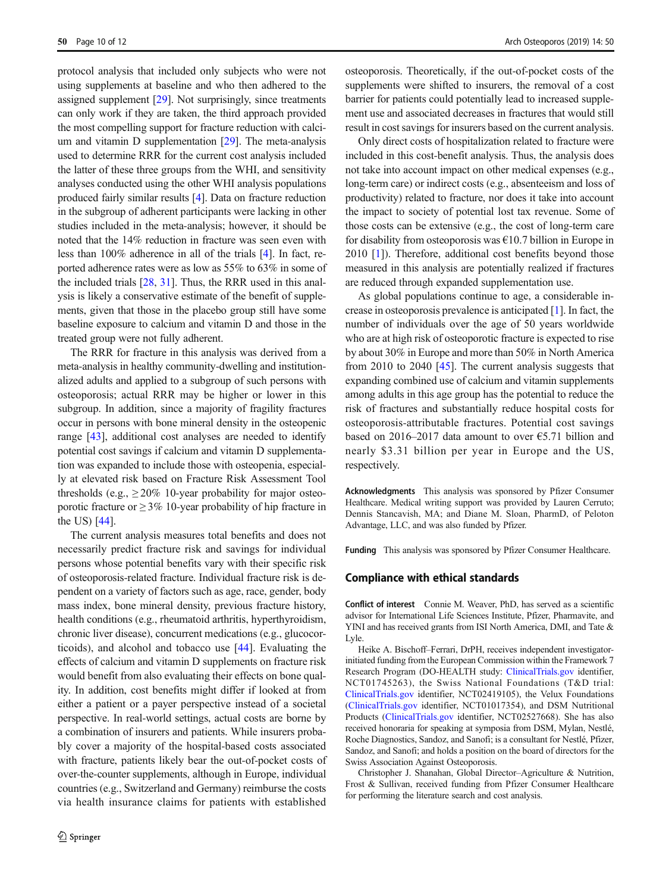protocol analysis that included only subjects who were not using supplements at baseline and who then adhered to the assigned supplement [29]. Not surprisingly, since treatments can only work if they are taken, the third approach provided the most compelling support for fracture reduction with calcium and vitamin D supplementation [29]. The meta-analysis used to determine RRR for the current cost analysis included the latter of these three groups from the WHI, and sensitivity analyses conducted using the other WHI analysis populations produced fairly similar results [4]. Data on fracture reduction in the subgroup of adherent participants were lacking in other studies included in the meta-analysis; however, it should be noted that the 14% reduction in fracture was seen even with less than 100% adherence in all of the trials [4]. In fact, reported adherence rates were as low as 55% to 63% in some of the included trials [28, 31]. Thus, the RRR used in this analysis is likely a conservative estimate of the benefit of supplements, given that those in the placebo group still have some baseline exposure to calcium and vitamin D and those in the treated group were not fully adherent.

The RRR for fracture in this analysis was derived from a meta-analysis in healthy community-dwelling and institutionalized adults and applied to a subgroup of such persons with osteoporosis; actual RRR may be higher or lower in this subgroup. In addition, since a majority of fragility fractures occur in persons with bone mineral density in the osteopenic range [43], additional cost analyses are needed to identify potential cost savings if calcium and vitamin D supplementation was expanded to include those with osteopenia, especially at elevated risk based on Fracture Risk Assessment Tool thresholds (e.g., ≥ 20% 10-year probability for major osteoporotic fracture or ≥ 3% 10-year probability of hip fracture in the US) [44].

The current analysis measures total benefits and does not necessarily predict fracture risk and savings for individual persons whose potential benefits vary with their specific risk of osteoporosis-related fracture. Individual fracture risk is dependent on a variety of factors such as age, race, gender, body mass index, bone mineral density, previous fracture history, health conditions (e.g., rheumatoid arthritis, hyperthyroidism, chronic liver disease), concurrent medications (e.g., glucocorticoids), and alcohol and tobacco use [44]. Evaluating the effects of calcium and vitamin D supplements on fracture risk would benefit from also evaluating their effects on bone quality. In addition, cost benefits might differ if looked at from either a patient or a payer perspective instead of a societal perspective. In real-world settings, actual costs are borne by a combination of insurers and patients. While insurers probably cover a majority of the hospital-based costs associated with fracture, patients likely bear the out-of-pocket costs of over-the-counter supplements, although in Europe, individual countries (e.g., Switzerland and Germany) reimburse the costs via health insurance claims for patients with established osteoporosis. Theoretically, if the out-of-pocket costs of the supplements were shifted to insurers, the removal of a cost barrier for patients could potentially lead to increased supplement use and associated decreases in fractures that would still result in cost savings for insurers based on the current analysis.

Only direct costs of hospitalization related to fracture were included in this cost-benefit analysis. Thus, the analysis does not take into account impact on other medical expenses (e.g., long-term care) or indirect costs (e.g., absenteeism and loss of productivity) related to fracture, nor does it take into account the impact to society of potential lost tax revenue. Some of those costs can be extensive (e.g., the cost of long-term care for disability from osteoporosis was €10.7 billion in Europe in 2010 [1]). Therefore, additional cost benefits beyond those measured in this analysis are potentially realized if fractures are reduced through expanded supplementation use.

As global populations continue to age, a considerable increase in osteoporosis prevalence is anticipated [1]. In fact, the number of individuals over the age of 50 years worldwide who are at high risk of osteoporotic fracture is expected to rise by about 30% in Europe and more than 50% in North America from 2010 to 2040 [45]. The current analysis suggests that expanding combined use of calcium and vitamin supplements among adults in this age group has the potential to reduce the risk of fractures and substantially reduce hospital costs for osteoporosis-attributable fractures. Potential cost savings based on 2016–2017 data amount to over €5.71 billion and nearly $3.31 billion per year in Europe and the US, respectively.

**Acknowledgments** This analysis was sponsored by Pfizer Consumer Healthcare. Medical writing support was provided by Lauren Cerruto; Dennis Stancavish, MA; and Diane M. Sloan, PharmD, of Peloton Advantage, LLC, and was also funded by Pfizer.

**Funding** This analysis was sponsored by Pfizer Consumer Healthcare.

## Compliance with ethical standards

**Conflict of interest** Connie M. Weaver, PhD, has served as a scientific advisor for International Life Sciences Institute, Pfizer, Pharmavite, and YINI and has received grants from ISI North America, DMI, and Tate & Lyle.

Heike A. Bischoff–Ferrari, DrPH, receives independent investigator-initiated funding from the European Commission within the Framework 7 Research Program (DO-HEALTH study: ClinicalTrials.gov identifier, NCT01745263), the Swiss National Foundations (T&D trial: ClinicalTrials.gov identifier, NCT02419105), the Velux Foundations (ClinicalTrials.gov identifier, NCT01017354), and DSM Nutritional Products (ClinicalTrials.gov identifier, NCT02527668). She has also received honoraria for speaking at symposia from DSM, Mylan, Nestlé, Roche Diagnostics, Sandoz, and Sanofi; is a consultant for Nestlé, Pfizer, Sandoz, and Sanofi; and holds a position on the board of directors for the Swiss Association Against Osteoporosis.

Christopher J. Shanahan, Global Director–Agriculture & Nutrition, Frost & Sullivan, received funding from Pfizer Consumer Healthcare for performing the literature search and cost analysis.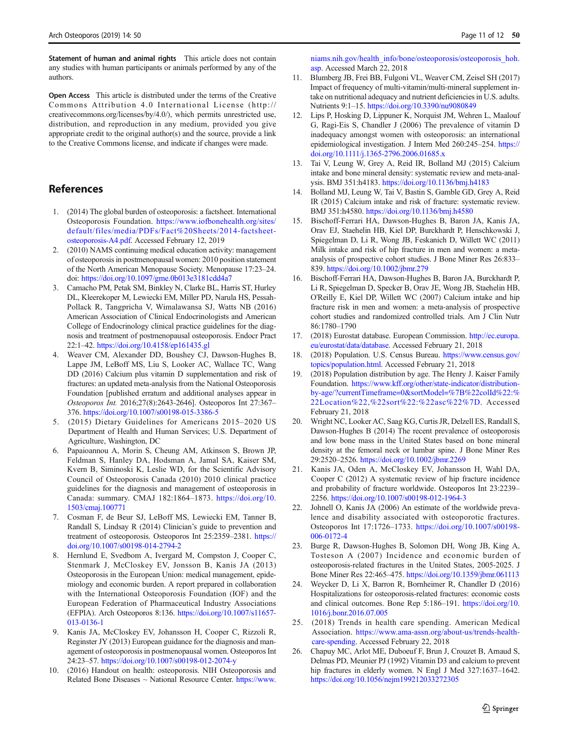**Statement of human and animal rights** This article does not contain any studies with human participants or animals performed by any of the authors.

**Open Access** This article is distributed under the terms of the Creative Commons Attribution 4.0 International License (http://creativecommons.org/licenses/by/4.0/), which permits unrestricted use, distribution, and reproduction in any medium, provided you give appropriate credit to the original author(s) and the source, provide a link to the Creative Commons license, and indicate if changes were made.

## References

1. (2014) The global burden of osteoporosis: a factsheet. International Osteoporosis Foundation. https://www.iofbonehealth.org/sites/default/files/media/PDFs/Fact%20Sheets/2014-factsheet-osteoporosis-A4.pdf. Accessed February 12, 2019
2. (2010) NAMS continuing medical education activity: management of osteoporosis in postmenopausal women: 2010 position statement of the North American Menopause Society. Menopause 17:23–24. doi: https://doi.org/10.1097/gme.0b013e3181cdd4a7
3. Camacho PM, Petak SM, Binkley N, Clarke BL, Harris ST, Hurley DL, Kleerekoper M, Lewiecki EM, Miller PD, Narula HS, Pessah-Pollack R, Tangpricha V, Wimalawansa SJ, Watts NB (2016) American Association of Clinical Endocrinologists and American College of Endocrinology clinical practice guidelines for the diagnosis and treatment of postmenopausal osteoporosis. Endocr Pract 22:1–42. https://doi.org/10.4158/ep161435.gl
4. Weaver CM, Alexander DD, Boushey CJ, Dawson-Hughes B, Lappe JM, LeBoff MS, Liu S, Looker AC, Wallace TC, Wang DD (2016) Calcium plus vitamin D supplementation and risk of fractures: an updated meta-analysis from the National Osteoporosis Foundation [published erratum and additional analyses appear in *Osteoporos Int.* 2016;27(8):2643-2646]. Osteoporos Int 27:367–376. https://doi.org/10.1007/s00198-015-3386-5
5. (2015) Dietary Guidelines for Americans 2015–2020 US Department of Health and Human Services; U.S. Department of Agriculture, Washington, DC
6. Papaioannou A, Morin S, Cheung AM, Atkinson S, Brown JP, Feldman S, Hanley DA, Hodsman A, Jamal SA, Kaiser SM, Kvern B, Siminoski K, Leslie WD, for the Scientific Advisory Council of Osteoporosis Canada (2010) 2010 clinical practice guidelines for the diagnosis and management of osteoporosis in Canada: summary. CMAJ 182:1864–1873. https://doi.org/10.1503/cmaj.100771
7. Cosman F, de Beur SJ, LeBoff MS, Lewiecki EM, Tanner B, Randall S, Lindsay R (2014) Clinician's guide to prevention and treatment of osteoporosis. Osteoporos Int 25:2359–2381. https://doi.org/10.1007/s00198-014-2794-2
8. Hernlund E, Svedbom A, Ivergard M, Compston J, Cooper C, Stenmark J, McCloskey EV, Jonsson B, Kanis JA (2013) Osteoporosis in the European Union: medical management, epidemiology and economic burden. A report prepared in collaboration with the International Osteoporosis Foundation (IOF) and the European Federation of Pharmaceutical Industry Associations (EFPIA). Arch Osteoporos 8:136. https://doi.org/10.1007/s11657-013-0136-1
9. Kanis JA, McCloskey EV, Johansson H, Cooper C, Rizzoli R, Reginster JY (2013) European guidance for the diagnosis and management of osteoporosis in postmenopausal women. Osteoporos Int 24:23–57. https://doi.org/10.1007/s00198-012-2074-y
10. (2016) Handout on health: osteoporosis. NIH Osteoporosis and Related Bone Diseases ~ National Resource Center. https://www.niams.nih.gov/health_info/bone/osteoporosis/osteoporosis_hoh.asp. Accessed March 22, 2018
11. Blumberg JB, Frei BB, Fulgoni VL, Weaver CM, Zeisel SH (2017) Impact of frequency of multi-vitamin/multi-mineral supplement intake on nutritional adequacy and nutrient deficiencies in U.S. adults. Nutrients 9:1–15. https://doi.org/10.3390/nu9080849
12. Lips P, Hosking D, Lippuner K, Norquist JM, Wehren L, Maalouf G, Ragi-Eis S, Chandler J (2006) The prevalence of vitamin D inadequacy amongst women with osteoporosis: an international epidemiological investigation. J Intern Med 260:245–254. https://doi.org/10.1111/j.1365-2796.2006.01685.x
13. Tai V, Leung W, Grey A, Reid IR, Bolland MJ (2015) Calcium intake and bone mineral density: systematic review and meta-analysis. BMJ 351:h4183. https://doi.org/10.1136/bmj.h4183
14. Bolland MJ, Leung W, Tai V, Bastin S, Gamble GD, Grey A, Reid IR (2015) Calcium intake and risk of fracture: systematic review. BMJ 351:h4580. https://doi.org/10.1136/bmj.h4580
15. Bischoff-Ferrari HA, Dawson-Hughes B, Baron JA, Kanis JA, Orav EJ, Staehelin HB, Kiel DP, Burckhardt P, Henschkowski J, Spiegelman D, Li R, Wong JB, Feskanich D, Willett WC (2011) Milk intake and risk of hip fracture in men and women: a meta-analysis of prospective cohort studies. J Bone Miner Res 26:833–839. https://doi.org/10.1002/jbmr.279
16. Bischoff-Ferrari HA, Dawson-Hughes B, Baron JA, Burckhardt P, Li R, Spiegelman D, Specker B, Orav JE, Wong JB, Staehelin HB, O'Reilly E, Kiel DP, Willett WC (2007) Calcium intake and hip fracture risk in men and women: a meta-analysis of prospective cohort studies and randomized controlled trials. Am J Clin Nutr 86:1780–1790
17. (2018) Eurostat database. European Commission. http://ec.europa.eu/eurostat/data/database. Accessed February 21, 2018
18. (2018) Population. U.S. Census Bureau. https://www.census.gov/topics/population.html. Accessed February 21, 2018
19. (2018) Population distribution by age. The Henry J. Kaiser Family Foundation. https://www.kff.org/other/state-indicator/distribution-by-age/?currentTimeframe=0&sortModel=%7B%22colId%22:%22Location%22,%22sort%22:%22asc%22%7D. Accessed February 21, 2018
20. Wright NC, Looker AC, Saag KG, Curtis JR, Delzell ES, Randall S, Dawson-Hughes B (2014) The recent prevalence of osteoporosis and low bone mass in the United States based on bone mineral density at the femoral neck or lumbar spine. J Bone Miner Res 29:2520–2526. https://doi.org/10.1002/jbmr.2269
21. Kanis JA, Oden A, McCloskey EV, Johansson H, Wahl DA, Cooper C (2012) A systematic review of hip fracture incidence and probability of fracture worldwide. Osteoporos Int 23:2239–2256. https://doi.org/10.1007/s00198-012-1964-3
22. Johnell O, Kanis JA (2006) An estimate of the worldwide prevalence and disability associated with osteoporotic fractures. Osteoporos Int 17:1726–1733. https://doi.org/10.1007/s00198-006-0172-4
23. Burge R, Dawson-Hughes B, Solomon DH, Wong JB, King A, Tosteson A (2007) Incidence and economic burden of osteoporosis-related fractures in the United States, 2005-2025. J Bone Miner Res 22:465–475. https://doi.org/10.1359/jbmr.061113
24. Weycker D, Li X, Barron R, Bornheimer R, Chandler D (2016) Hospitalizations for osteoporosis-related fractures: economic costs and clinical outcomes. Bone Rep 5:186–191. https://doi.org/10.1016/j.bonr.2016.07.005
25. (2018) Trends in health care spending. American Medical Association. https://www.ama-assn.org/about-us/trends-health-care-spending. Accessed February 22, 2018
26. Chapuy MC, Arlot ME, Duboeuf F, Brun J, Crouzet B, Arnaud S, Delmas PD, Meunier PJ (1992) Vitamin D3 and calcium to prevent hip fractures in elderly women. N Engl J Med 327:1637–1642. https://doi.org/10.1056/nejm199212033272305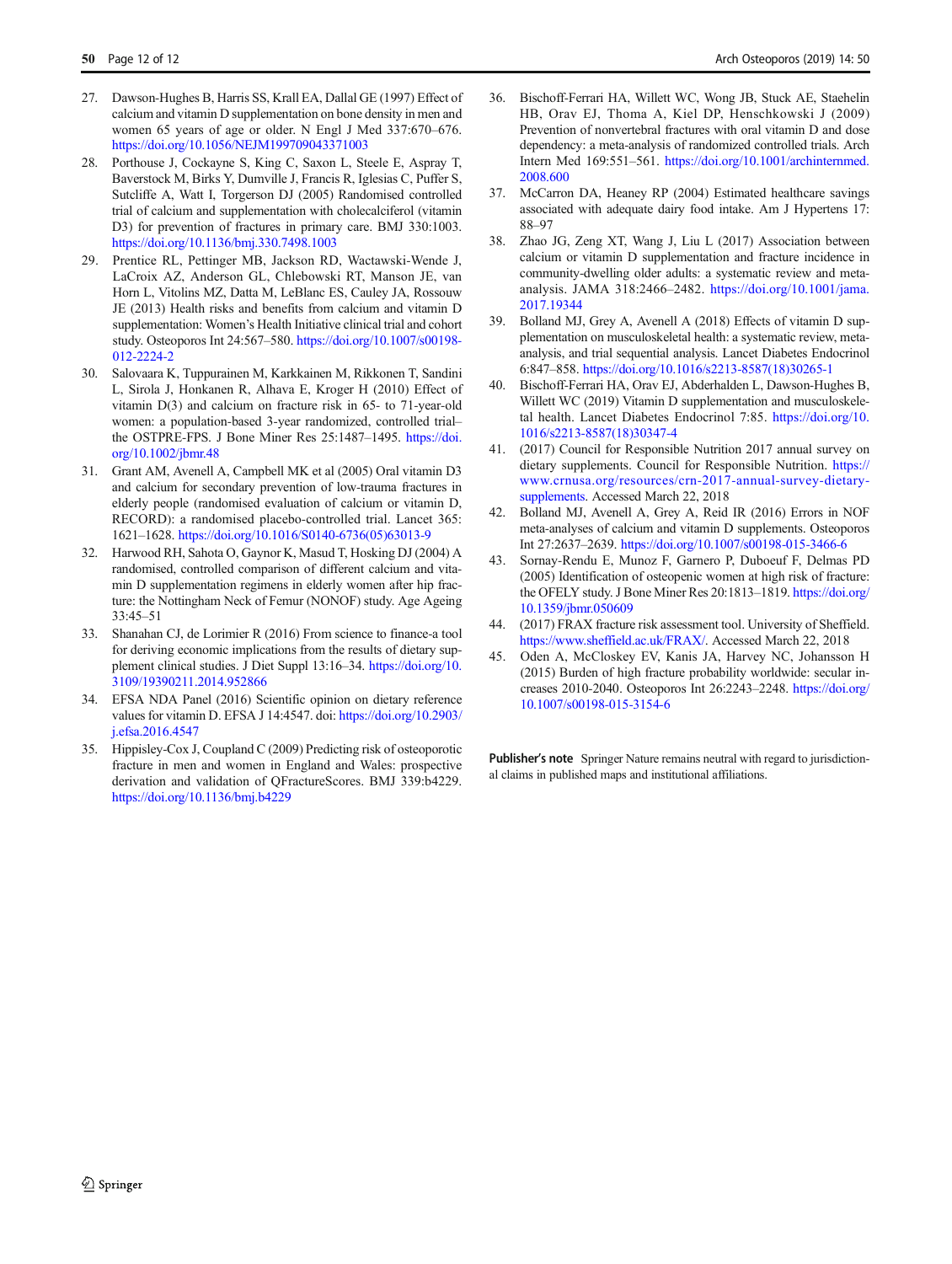27. Dawson-Hughes B, Harris SS, Krall EA, Dallal GE (1997) Effect of calcium and vitamin D supplementation on bone density in men and women 65 years of age or older. N Engl J Med 337:670–676. https://doi.org/10.1056/NEJM199709043371003
28. Porthouse J, Cockayne S, King C, Saxon L, Steele E, Aspray T, Baverstock M, Birks Y, Dumville J, Francis R, Iglesias C, Puffer S, Sutcliffe A, Watt I, Torgerson DJ (2005) Randomised controlled trial of calcium and supplementation with cholecalciferol (vitamin D3) for prevention of fractures in primary care. BMJ 330:1003. https://doi.org/10.1136/bmj.330.7498.1003
29. Prentice RL, Pettinger MB, Jackson RD, Wactawski-Wende J, LaCroix AZ, Anderson GL, Chlebowski RT, Manson JE, van Horn L, Vitolins MZ, Datta M, LeBlanc ES, Cauley JA, Rossouw JE (2013) Health risks and benefits from calcium and vitamin D supplementation: Women's Health Initiative clinical trial and cohort study. Osteoporos Int 24:567–580. https://doi.org/10.1007/s00198-012-2224-2
30. Salovaara K, Tuppurainen M, Karkkainen M, Rikkonen T, Sandini L, Sirola J, Honkanen R, Alhava E, Kroger H (2010) Effect of vitamin D(3) and calcium on fracture risk in 65- to 71-year-old women: a population-based 3-year randomized, controlled trial–the OSTPRE-FPS. J Bone Miner Res 25:1487–1495. https://doi.org/10.1002/jbmr.48
31. Grant AM, Avenell A, Campbell MK et al (2005) Oral vitamin D3 and calcium for secondary prevention of low-trauma fractures in elderly people (randomised evaluation of calcium or vitamin D, RECORD): a randomised placebo-controlled trial. Lancet 365: 1621–1628. https://doi.org/10.1016/S0140-6736(05)63013-9
32. Harwood RH, Sahota O, Gaynor K, Masud T, Hosking DJ (2004) A randomised, controlled comparison of different calcium and vitamin D supplementation regimens in elderly women after hip fracture: the Nottingham Neck of Femur (NONOF) study. Age Ageing 33:45–51
33. Shanahan CJ, de Lorimier R (2016) From science to finance-a tool for deriving economic implications from the results of dietary supplement clinical studies. J Diet Suppl 13:16–34. https://doi.org/10.3109/19390211.2014.952866
34. EFSA NDA Panel (2016) Scientific opinion on dietary reference values for vitamin D. EFSA J 14:4547. doi: https://doi.org/10.2903/j.efsa.2016.4547
35. Hippisley-Cox J, Coupland C (2009) Predicting risk of osteoporotic fracture in men and women in England and Wales: prospective derivation and validation of QFractureScores. BMJ 339:b4229. https://doi.org/10.1136/bmj.b4229
36. Bischoff-Ferrari HA, Willett WC, Wong JB, Stuck AE, Staehelin HB, Orav EJ, Thoma A, Kiel DP, Henschkowski J (2009) Prevention of nonvertebral fractures with oral vitamin D and dose dependency: a meta-analysis of randomized controlled trials. Arch Intern Med 169:551–561. https://doi.org/10.1001/archinternmed.2008.600
37. McCarron DA, Heaney RP (2004) Estimated healthcare savings associated with adequate dairy food intake. Am J Hypertens 17: 88–97
38. Zhao JG, Zeng XT, Wang J, Liu L (2017) Association between calcium or vitamin D supplementation and fracture incidence in community-dwelling older adults: a systematic review and meta-analysis. JAMA 318:2466–2482. https://doi.org/10.1001/jama.2017.19344
39. Bolland MJ, Grey A, Avenell A (2018) Effects of vitamin D supplementation on musculoskeletal health: a systematic review, meta-analysis, and trial sequential analysis. Lancet Diabetes Endocrinol 6:847–858. https://doi.org/10.1016/s2213-8587(18)30265-1
40. Bischoff-Ferrari HA, Orav EJ, Abderhalden L, Dawson-Hughes B, Willett WC (2019) Vitamin D supplementation and musculoskeletal health. Lancet Diabetes Endocrinol 7:85. https://doi.org/10.1016/s2213-8587(18)30347-4
41. (2017) Council for Responsible Nutrition 2017 annual survey on dietary supplements. Council for Responsible Nutrition. https://www.crnusa.org/resources/crn-2017-annual-survey-dietary-supplements. Accessed March 22, 2018
42. Bolland MJ, Avenell A, Grey A, Reid IR (2016) Errors in NOF meta-analyses of calcium and vitamin D supplements. Osteoporos Int 27:2637–2639. https://doi.org/10.1007/s00198-015-3466-6
43. Sornay-Rendu E, Munoz F, Garnero P, Duboeuf F, Delmas PD (2005) Identification of osteopenic women at high risk of fracture: the OFELY study. J Bone Miner Res 20:1813–1819. https://doi.org/10.1359/jbmr.050609
44. (2017) FRAX fracture risk assessment tool. University of Sheffield. https://www.sheffield.ac.uk/FRAX/. Accessed March 22, 2018
45. Oden A, McCloskey EV, Kanis JA, Harvey NC, Johansson H (2015) Burden of high fracture probability worldwide: secular increases 2010-2040. Osteoporos Int 26:2243–2248. https://doi.org/10.1007/s00198-015-3154-6

**Publisher's note** Springer Nature remains neutral with regard to jurisdictional claims in published maps and institutional affiliations.